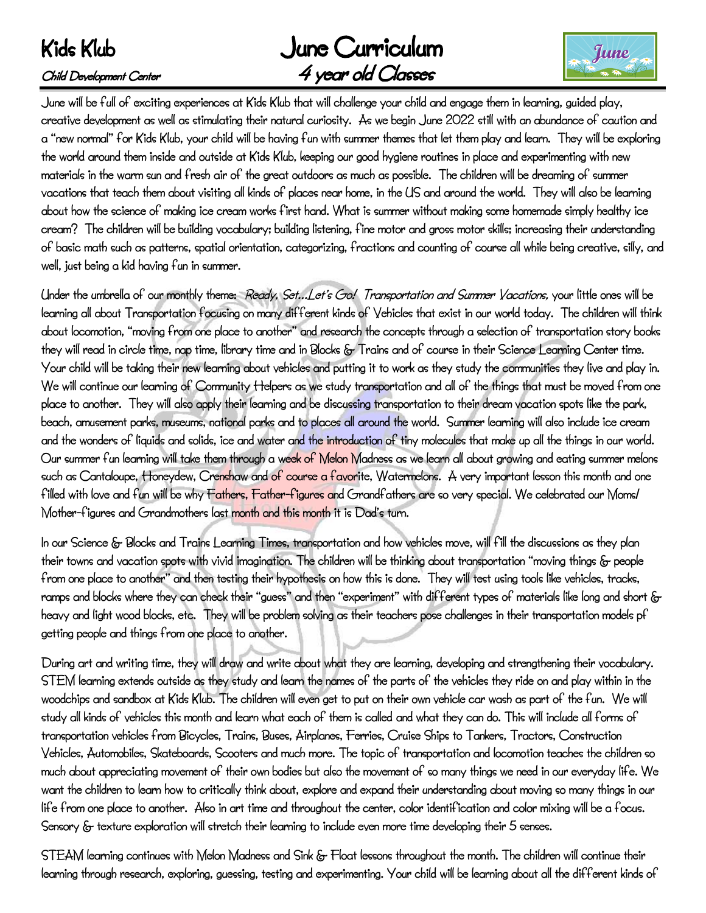# Kids Klub

*Child Development Center*

# June Curriculum

*4 year old Classes*

June will be full of exciting experiences at Kids Klub that will challenge your child and engage them in learning, guided play, creative development as well as stimulating their natural curiosity. As we begin June 2022 still with an abundance of caution and a "new normal" for Kids Klub, your child will be having fun with summer themes that let them play and learn. They will be exploring the world around them inside and outside at Kids Klub, keeping our good hygiene routines in place and experimenting with new materials in the warm sun and fresh air of the great outdoors as much as possible. The children will be dreaming of summer vacations that teach them about visiting all kinds of places near home, in the US and around the world. They will also be learning about how the science of making ice cream works first hand. What is summer without making some homemade simply healthy ice cream? The children will be building vocabulary; building listening, fine motor and gross motor skills; increasing their understanding of basic math such as patterns, spatial orientation, categorizing, fractions and counting of course all while being creative, silly, and well, just being a kid having fun in summer.

Under the umbrella of our monthly theme: *Ready, Set…Let's Go! Transportation and Summer Vacations,* your little ones will be learning all about Transportation focusing on many different kinds of Vehicles that exist in our world today. The children will think about locomotion, "moving from one place to another" and research the concepts through a selection of transportation story books they will read in circle time, nap time, library time and in Blocks & Trains and of course in their Science Learning Center time. Your child will be taking their new learning about vehicles and putting it to work as they study the communities they live and play in. We will continue our learning of Community Helpers as we study transportation and all of the things that must be moved from one place to another. They will also apply their learning and be discussing transportation to their dream vacation spots like the park, beach, amusement parks, museums, national parks and to places all around the world. Summer learning will also include ice cream and the wonders of liquids and solids, ice and water and the introduction of tiny molecules that make up all the things in our world. Our summer fun learning will take them through a week of Melon Madness as we learn all about growing and eating summer melons such as Cantaloupe, Honeydew, Crenshaw and of course a favorite, Watermelons. A very important lesson this month and one filled with love and fun will be why Fathers, Father-figures and Grandfathers are so very special. We celebrated our Moms/ Mother-figures and Grandmothers last month and this month it is Dad's turn.

In our Science & Blocks and Trains Learning Times, transportation and how vehicles move, will fill the discussions as they plan their towns and vacation spots with vivid imagination. The children will be thinking about transportation "moving things & people from one place to another" and then testing their hypothesis on how this is done. They will test using tools like vehicles, tracks, ramps and blocks where they can check their "guess" and then "experiment" with different types of materials like long and short & heavy and light wood blocks, etc. They will be problem solving as their teachers pose challenges in their transportation models pf getting people and things from one place to another.

During art and writing time, they will draw and write about what they are learning, developing and strengthening their vocabulary. STEM learning extends outside as they study and learn the names of the parts of the vehicles they ride on and play within in the woodchips and sandbox at Kids Klub. The children will even get to put on their own vehicle car wash as part of the fun. We will study all kinds of vehicles this month and learn what each of them is called and what they can do. This will include all forms of transportation vehicles from Bicycles, Trains, Buses, Airplanes, Ferries, Cruise Ships to Tankers, Tractors, Construction Vehicles, Automobiles, Skateboards, Scooters and much more. The topic of transportation and locomotion teaches the children so much about appreciating movement of their own bodies but also the movement of so many things we need in our everyday life. We want the children to learn how to critically think about, explore and expand their understanding about moving so many things in our life from one place to another. Also in art time and throughout the center, color identification and color mixing will be a focus. Sensory & texture exploration will stretch their learning to include even more time developing their 5 senses.

STEAM learning continues with Melon Madness and Sink & Float lessons throughout the month. The children will continue their learning through research, exploring, guessing, testing and experimenting. Your child will be learning about all the different kinds of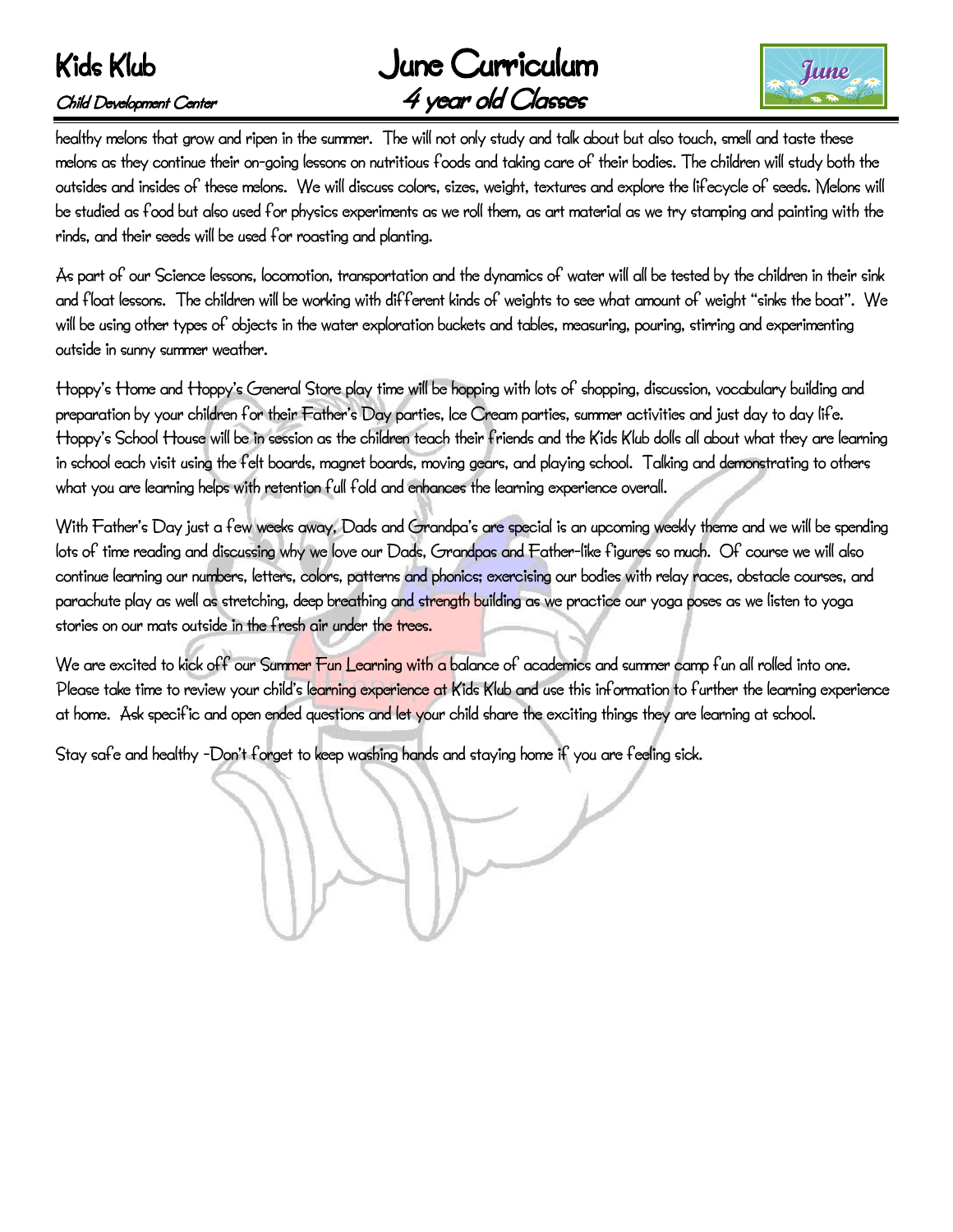healthy melons that grow and ripen in the summer. The will not only study and talk about but also touch, smell and taste these melons as they continue their on-going lessons on nutritious foods and taking care of their bodies. The children will study both the outsides and insides of these melons. We will discuss colors, sizes, weight, textures and explore the lifecycle of seeds. Melons will be studied as food but also used for physics experiments as we roll them, as art material as we try stamping and painting with the rinds, and their seeds will be used for roasting and planting.

As part of our Science lessons, locomotion, transportation and the dynamics of water will all be tested by the children in their sink and float lessons. The children will be working with different kinds of weights to see what amount of weight "sinks the boat". We will be using other types of objects in the water exploration buckets and tables, measuring, pouring, stirring and experimenting outside in sunny summer weather.

Hoppy's Home and Hoppy's General Store play time will be hopping with lots of shopping, discussion, vocabulary building and preparation by your children for their Father's Day parties, Ice Cream parties, summer activities and just day to day life. Hoppy's School House will be in session as the children teach their friends and the Kids Klub dolls all about what they are learning in school each visit using the felt boards, magnet boards, moving gears, and playing school. Talking and demonstrating to others what you are learning helps with retention full fold and enhances the learning experience overall.

With Father's Day just a few weeks away, Dads and Grandpa's are special is an upcoming weekly theme and we will be spending lots of time reading and discussing why we love our Dads, Grandpas and Father-like figures so much. Of course we will also continue learning our numbers, letters, colors, patterns and phonics; exercising our bodies with relay races, obstacle courses, and parachute play as well as stretching, deep breathing and strength building as we practice our yoga poses as we listen to yoga stories on our mats outside in the fresh air under the trees.

We are excited to kick off our Summer Fun Learning with a balance of academics and summer camp fun all rolled into one. Please take time to review your child's learning experience at Kids Klub and use this information to further the learning experience at home. Ask specific and open ended questions and let your child share the exciting things they are learning at school.

Stay safe and healthy -Don't forget to keep washing hands and staying home if you are feeling sick.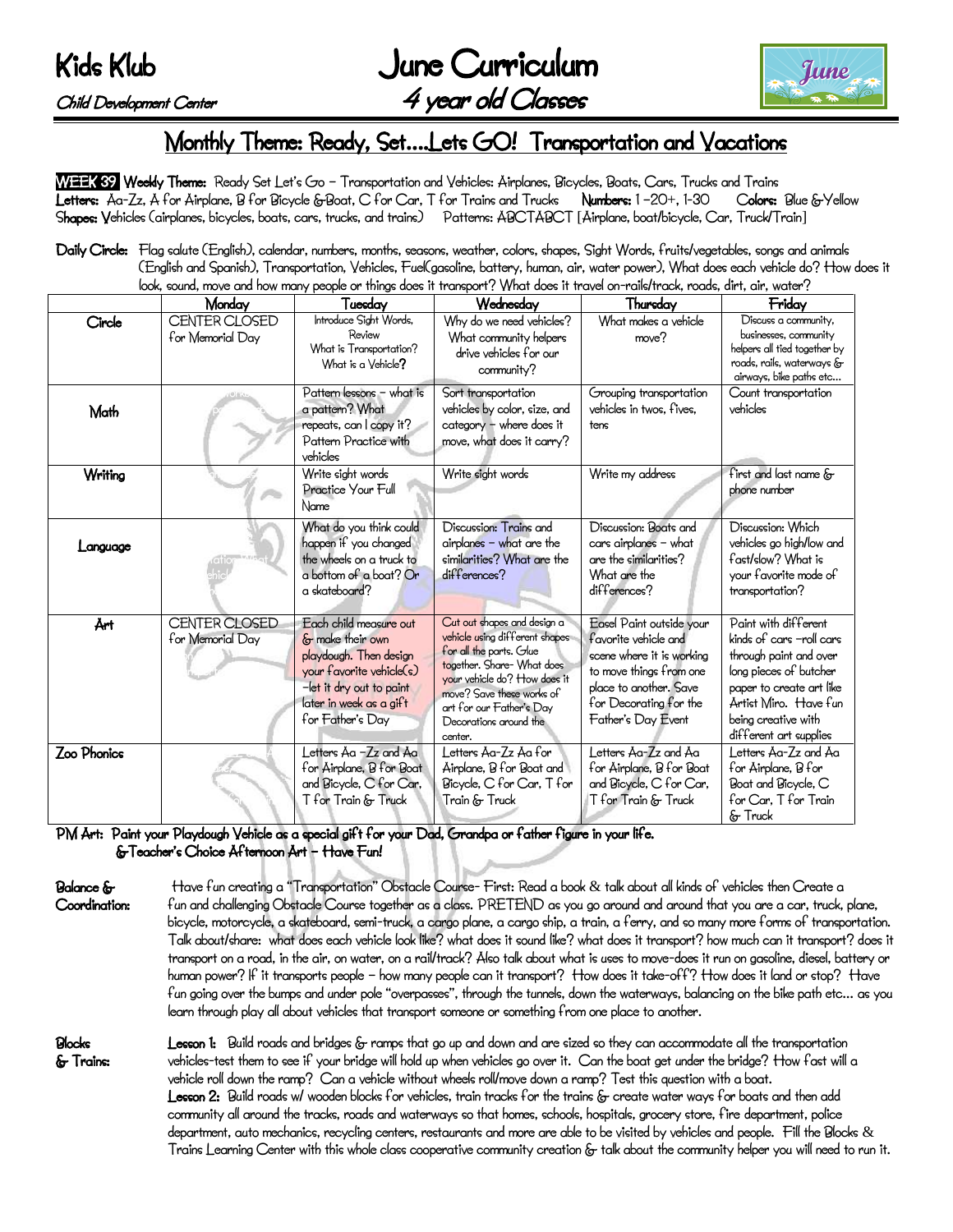# Kids Klub

*Child Development Center*

# June Curriculum

## 4 year old Classes

## Monthly Theme: Ready, Set….Lets GO! Transportation and Vacations

**WEEK 39** **Weekly Theme:** Ready Set Let's Go – Transportation and Vehicles: Airplanes, Bicycles, Boats, Cars, Trucks and Trains

**Letters:** Aa-Zz, A for Airplane, B for Bicycle &Boat, C for Car, T for Trains and Trucks **Numbers:** 1 –20+, 1-30 **Colors:** Blue &Yellow

**Shapes:** Vehicles (airplanes, bicycles, boats, cars, trucks, and trains) Patterns: ABCTABCT [Airplane, boat/bicycle, Car, Truck/Train]

**Daily Circle:** Flag salute (English), calendar, numbers, months, seasons, weather, colors, shapes, Sight Words, fruits/vegetables, songs and animals (English and Spanish), Transportation, Vehicles, Fuel(gasoline, battery, human, air, water power), What does each vehicle do? How does it look, sound, move and how many people or things does it transport? What does it travel on-rails/track, roads, dirt, air, water?

| | Monday | Tuesday | Wednesday | Thursday | Friday |
|---|---|---|---|---|---|
| Circle | CENTER CLOSED for Memorial Day | Introduce Sight Words, Review What is Transportation? What is a Vehicle? | Why do we need vehicles? What community helpers drive vehicles for our community? | What makes a vehicle move? | Discuss a community, businesses, community helpers all tied together by roads, rails, waterways & airways, bike paths etc… |
| Math | | Pattern lessons – what is a pattern? What repeats, can I copy it? Pattern Practice with vehicles | Sort transportation vehicles by color, size, and category – where does it move, what does it carry? | Grouping transportation vehicles in twos, fives, tens | Count transportation vehicles |
| Writing | | Write sight words Practice Your Full Name | Write sight words | Write my address | first and last name & phone number |
| Language | | What do you think could happen if you changed the wheels on a truck to a bottom of a boat? Or a skateboard? | Discussion: Trains and airplanes – what are the similarities? What are the differences? | Discussion: Boats and cars airplanes – what are the similarities? What are the differences? | Discussion: Which vehicles go high/low and fast/slow? What is your favorite mode of transportation? |
| Art | CENTER CLOSED for Memorial Day | Each child measure out & make their own playdough. Then design your favorite vehicle(s) –let it dry out to paint later in week as a gift for Father's Day | Cut out shapes and design a vehicle using different shapes for all the parts. Glue together. Share- What does your vehicle do? How does it move? Save these works of art for our Father's Day Decorations around the center. | Easel Paint outside your favorite vehicle and scene where it is working to move things from one place to another. Save for Decorating for the Father's Day Event | Paint with different kinds of cars –roll cars through paint and over long pieces of butcher paper to create art like Artist Miro. Have fun being creative with different art supplies |
| Zoo Phonics | | Letters Aa –Zz and Aa for Airplane, B for Boat and Bicycle, C for Car, T for Train & Truck | Letters Aa-Zz Aa for Airplane, B for Boat and Bicycle, C for Car, T for Train & Truck | Letters Aa-Zz and Aa for Airplane, B for Boat and Bicycle, C for Car, T for Train & Truck | Letters Aa-Zz and Aa for Airplane, B for Boat and Bicycle, C for Car, T for Train & Truck |

**PM Art: Paint your Playdough Vehicle as a special gift for your Dad, Grandpa or father figure in your life. &Teacher's Choice Afternoon Art – Have Fun!**

**Balance & Coordination:** Have fun creating a "Transportation" Obstacle Course- First: Read a book & talk about all kinds of vehicles then Create a fun and challenging Obstacle Course together as a class. PRETEND as you go around and around that you are a car, truck, plane, bicycle, motorcycle, a skateboard, semi-truck, a cargo plane, a cargo ship, a train, a ferry, and so many more forms of transportation. Talk about/share: what does each vehicle look like? what does it sound like? what does it transport? how much can it transport? does it transport on a road, in the air, on water, on a rail/track? Also talk about what is uses to move-does it run on gasoline, diesel, battery or human power? If it transports people – how many people can it transport? How does it take-off? How does it land or stop? Have fun going over the bumps and under pole "overpasses", through the tunnels, down the waterways, balancing on the bike path etc… as you learn through play all about vehicles that transport someone or something from one place to another.

**Blocks & Trains:** **Lesson 1:** Build roads and bridges & ramps that go up and down and are sized so they can accommodate all the transportation vehicles-test them to see if your bridge will hold up when vehicles go over it. Can the boat get under the bridge? How fast will a vehicle roll down the ramp? Can a vehicle without wheels roll/move down a ramp? Test this question with a boat.
**Lesson 2:** Build roads w/ wooden blocks for vehicles, train tracks for the trains & create water ways for boats and then add community all around the tracks, roads and waterways so that homes, schools, hospitals, grocery store, fire department, police department, auto mechanics, recycling centers, restaurants and more are able to be visited by vehicles and people. Fill the Blocks & Trains Learning Center with this whole class cooperative community creation & talk about the community helper you will need to run it.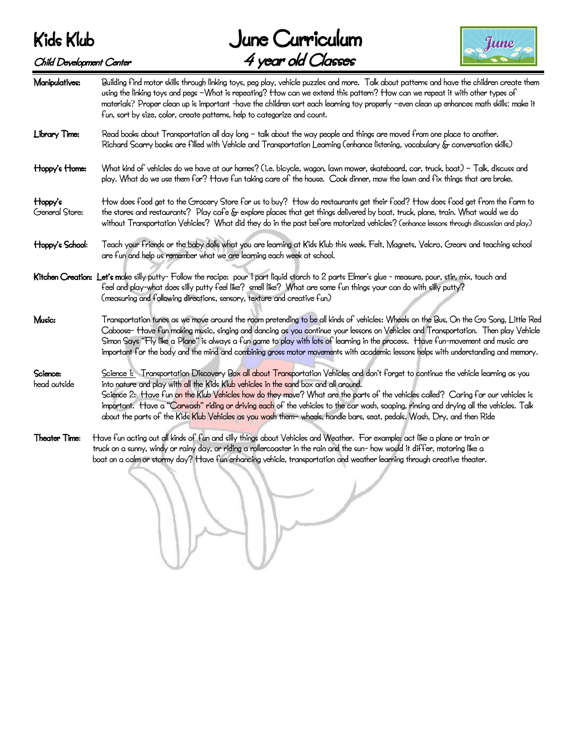# Kids Klub

*Child Development Center*

# June Curriculum

## *4 year old Classes*

**Manipulatives:** Building find motor skills through linking toys, peg play, vehicle puzzles and more. Talk about patterns and have the children create them using the linking toys and pegs –What is repeating? How can we extend this pattern? How can we repeat it with other types of materials? Proper clean up is important -have the children sort each learning toy properly –even clean up enhances math skills: make it fun, sort by size, color, create patterns, help to categorize and count.

**Library Time:** Read books about Transportation all day long – talk about the way people and things are moved from one place to another. Richard Scarry books are filled with Vehicle and Transportation Learning (enhance listening, vocabulary & conversation skills)

**Hoppy's Home:** What kind of vehicles do we have at our homes? (i.e. bicycle, wagon, lawn mower, skateboard, car, truck, boat) – Talk, discuss and play. What do we use them for? Have fun taking care of the house. Cook dinner, mow the lawn and fix things that are broke.

**Hoppy's General Store:** How does food get to the Grocery Store for us to buy? How do restaurants get their food? How does food get from the farm to the stores and restaurants? Play cafe & explore places that get things delivered by boat, truck, plane, train. What would we do without Transportation Vehicles? What did they do in the past before motorized vehicles? (enhance lessons through discussion and play)

**Hoppy's School:** Teach your friends or the baby dolls what you are learning at Kids Klub this week. Felt, Magnets, Velcro, Gears and teaching school are fun and help us remember what we are learning each week at school.

**Kitchen Creation:** Let's make silly putty- Follow the recipe: pour 1 part liquid starch to 2 parts Elmer's glue - measure, pour, stir, mix, touch and feel and play-what does silly putty feel like? smell like? What are some fun things your can do with silly putty? (measuring and following directions, sensory, texture and creative fun)

**Music:** Transportation tunes as we move around the room pretending to be all kinds of vehicles: Wheels on the Bus, On the Go Song, Little Red Caboose- Have fun making music, singing and dancing as you continue your lessons on Vehicles and Transportation. Then play Vehicle Simon Says "Fly like a Plane" is always a fun game to play with lots of learning in the process. Have fun-movement and music are important for the body and the mind and combining gross motor movements with academic lessons helps with understanding and memory.

**Science:** head outside

Science 1: Transportation Discovery Box all about Transportation Vehicles and don't forget to continue the vehicle learning as you into nature and play with all the Kids Klub vehicles in the sand box and all around.

Science 2: Have fun on the Klub Vehicles how do they move? What are the parts of the vehicles called? Caring for our vehicles is important. Have a "Carwash" riding or driving each of the vehicles to the car wash, soaping, rinsing and drying all the vehicles. Talk about the parts of the Kids Klub Vehicles as you wash them- wheels, handle bars, seat, pedals. Wash, Dry, and then Ride

**Theater Time:** Have fun acting out all kinds of fun and silly things about Vehicles and Weather. For example: act like a plane or train or truck on a sunny, windy or rainy day, or riding a rollercoaster in the rain and the sun- how would it differ, motoring like a boat on a calm or stormy day? Have fun enhancing vehicle, transportation and weather learning through creative theater.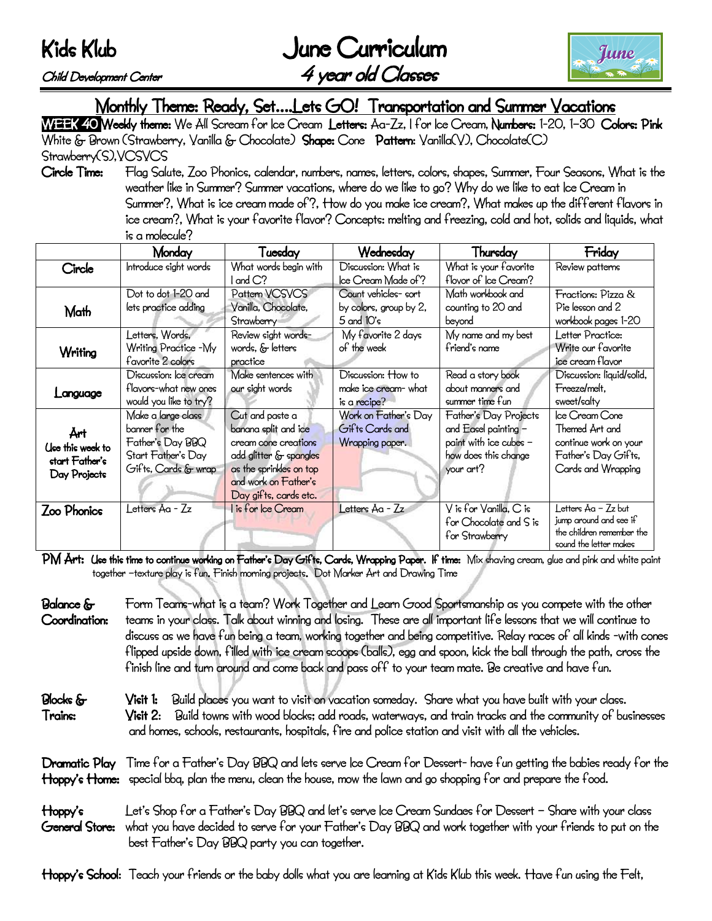# Kids Klub

*Child Development Center*

# June Curriculum

## 4 year old Classes

## Monthly Theme: Ready, Set….Lets GO! Transportation and Summer Vacations

**WEEK 40** **Weekly theme:** We All Scream for Ice Cream **Letters:** Aa-Zz, I for Ice Cream, **Numbers:** 1-20, 1-30 **Colors:** Pink White & Brown (Strawberry, Vanilla & Chocolate) **Shape:** Cone **Pattern:** Vanilla(V), Chocolate(C) Strawberry(S),VCSVCS

**Circle Time:** Flag Salute, Zoo Phonics, calendar, numbers, names, letters, colors, shapes, Summer, Four Seasons, What is the weather like in Summer? Summer vacations, where do we like to go? Why do we like to eat Ice Cream in Summer?, What is ice cream made of?, How do you make ice cream?, What makes up the different flavors in ice cream?, What is your favorite flavor? Concepts: melting and freezing, cold and hot, solids and liquids, what is a molecule?

| | Monday | Tuesday | Wednesday | Thursday | Friday |
|---|---|---|---|---|---|
| Circle | Introduce sight words | What words begin with I and C? | Discussion: What is Ice Cream Made of? | What is your favorite flavor of Ice Cream? | Review patterns |
| Math | Dot to dot 1-20 and lets practice adding | Pattern VCSVCS Vanilla, Chocolate, Strawberry | Count vehicles- sort by colors, group by 2, 5 and 10's | Math workbook and counting to 20 and beyond | Fractions: Pizza & Pie lesson and 2 workbook pages 1-20 |
| Writing | Letters, Words, Writing Practice -My favorite 2 colors | Review sight words- words, & letters practice | My favorite 2 days of the week | My name and my best friend's name | Letter Practice: Write our favorite ice cream flavor |
| Language | Discussion: Ice cream flavors-what new ones would you like to try? | Make sentences with our sight words | Discussion: How to make ice cream- what is a recipe? | Read a story book about manners and summer time fun | Discussion: liquid/solid, Freeze/melt, sweet/salty |
| Art<br>Use this week to start Father's Day Projects | Make a large class banner for the Father's Day BBQ Start Father's Day Gifts, Cards & wrap | Cut and paste a banana split and ice cream cone creations add glitter & spangles as the sprinkles on top and work on Father's Day gifts, cards etc. | Work on Father's Day Gifts Cards and Wrapping paper. | Father's Day Projects and Easel painting – paint with ice cubes – how does this change your art? | Ice Cream Cone Themed Art and continue work on your Father's Day Gifts, Cards and Wrapping |
| Zoo Phonics | Letters Aa - Zz | I is for Ice Cream | Letters Aa - Zz | V is for Vanilla, C is for Chocolate and S is for Strawberry | Letters Aa – Zz but jump around and see if the children remember the sound the letter makes |

**PM Art:** **Use this time to continue working on Father's Day Gifts, Cards, Wrapping Paper. If time:** Mix shaving cream, glue and pink and white paint together –texture play is fun. Finish morning projects. Dot Marker Art and Drawing Time

**Balance & Coordination:** Form Teams-what is a team? Work Together and Learn Good Sportsmanship as you compete with the other teams in your class. Talk about winning and losing. These are all important life lessons that we will continue to discuss as we have fun being a team, working together and being competitive. Relay races of all kinds -with cones flipped upside down, filled with ice cream scoops (balls), egg and spoon, kick the ball through the path, cross the finish line and turn around and come back and pass off to your team mate. Be creative and have fun.

**Blocks & Trains:** **Visit 1:** Build places you want to visit on vacation someday. Share what you have built with your class.
**Visit 2:** Build towns with wood blocks; add roads, waterways, and train tracks and the community of businesses and homes, schools, restaurants, hospitals, fire and police station and visit with all the vehicles.

**Dramatic Play Hoppy's Home:** Time for a Father's Day BBQ and lets serve Ice Cream for Dessert- have fun getting the babies ready for the special bbq, plan the menu, clean the house, mow the lawn and go shopping for and prepare the food.

**Hoppy's General Store:** Let's Shop for a Father's Day BBQ and let's serve Ice Cream Sundaes for Dessert – Share with your class what you have decided to serve for your Father's Day BBQ and work together with your friends to put on the best Father's Day BBQ party you can together.

**Hoppy's School:** Teach your friends or the baby dolls what you are learning at Kids Klub this week. Have fun using the Felt,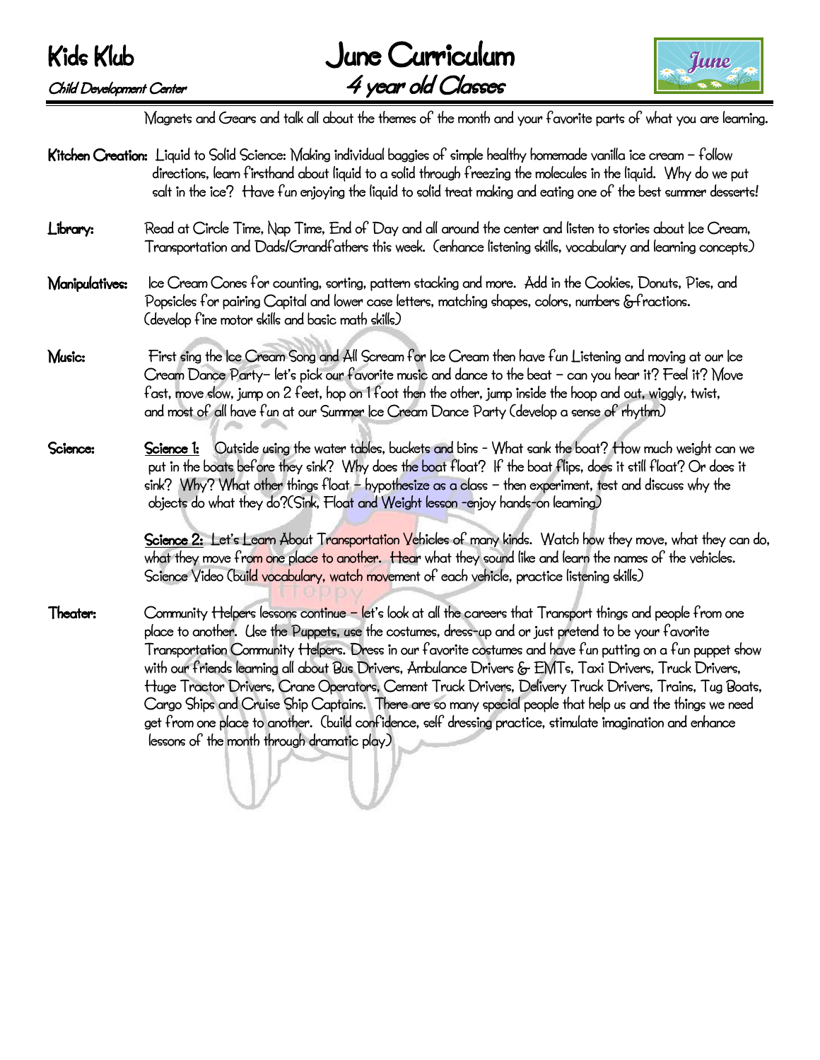Magnets and Gears and talk all about the themes of the month and your favorite parts of what you are learning.

**Kitchen Creation:** Liquid to Solid Science: Making individual baggies of simple healthy homemade vanilla ice cream – follow directions, learn firsthand about liquid to a solid through freezing the molecules in the liquid. Why do we put salt in the ice? Have fun enjoying the liquid to solid treat making and eating one of the best summer desserts!

**Library:** Read at Circle Time, Nap Time, End of Day and all around the center and listen to stories about Ice Cream, Transportation and Dads/Grandfathers this week. (enhance listening skills, vocabulary and learning concepts)

**Manipulatives:** Ice Cream Cones for counting, sorting, pattern stacking and more. Add in the Cookies, Donuts, Pies, and Popsicles for pairing Capital and lower case letters, matching shapes, colors, numbers & fractions. (develop fine motor skills and basic math skills)

**Music:** First sing the Ice Cream Song and All Scream for Ice Cream then have fun Listening and moving at our Ice Cream Dance Party– let's pick our favorite music and dance to the beat – can you hear it? Feel it? Move fast, move slow, jump on 2 feet, hop on 1 foot then the other, jump inside the hoop and out, wiggly, twist, and most of all have fun at our Summer Ice Cream Dance Party (develop a sense of rhythm)

**Science:** __Science 1:__ Outside using the water tables, buckets and bins - What sank the boat? How much weight can we put in the boats before they sink? Why does the boat float? If the boat flips, does it still float? Or does it sink? Why? What other things float – hypothesize as a class – then experiment, test and discuss why the objects do what they do?(Sink, Float and Weight lesson -enjoy hands-on learning)

__Science 2:__ Let's Learn About Transportation Vehicles of many kinds. Watch how they move, what they can do, what they move from one place to another. Hear what they sound like and learn the names of the vehicles. Science Video (build vocabulary, watch movement of each vehicle, practice listening skills)

**Theater:** Community Helpers lessons continue – let's look at all the careers that Transport things and people from one place to another. Use the Puppets, use the costumes, dress-up and or just pretend to be your favorite Transportation Community Helpers. Dress in our favorite costumes and have fun putting on a fun puppet show with our friends learning all about Bus Drivers, Ambulance Drivers & EMTs, Taxi Drivers, Truck Drivers, Huge Tractor Drivers, Crane Operators, Cement Truck Drivers, Delivery Truck Drivers, Trains, Tug Boats, Cargo Ships and Cruise Ship Captains. There are so many special people that help us and the things we need get from one place to another. (build confidence, self dressing practice, stimulate imagination and enhance lessons of the month through dramatic play)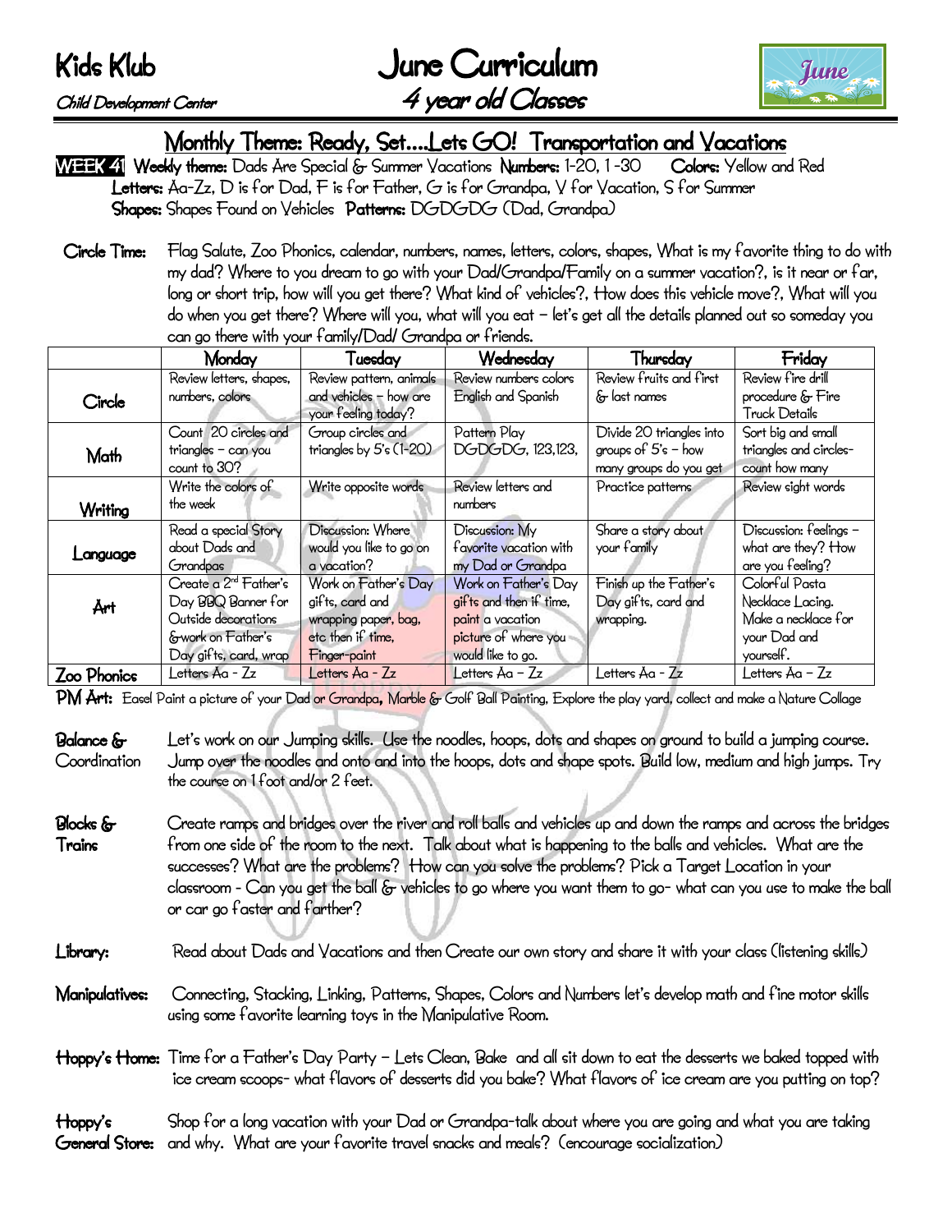# Kids Klub

Child Development Center

# June Curriculum

## 4 year old Classes

## Monthly Theme: Ready, Set....Lets GO! Transportation and Vacations

**WEEK 41** **Weekly theme:** Dads Are Special & Summer Vacations **Numbers:** 1-20, 1-30 **Colors:** Yellow and Red

**Letters:** Aa-Zz, D is for Dad, F is for Father, G is for Grandpa, V for Vacation, S for Summer

**Shapes:** Shapes Found on Vehicles **Patterns:** DGDGDG (Dad, Grandpa)

**Circle Time:** Flag Salute, Zoo Phonics, calendar, numbers, names, letters, colors, shapes, What is my favorite thing to do with my dad? Where to you dream to go with your Dad/Grandpa/Family on a summer vacation?, is it near or far, long or short trip, how will you get there? What kind of vehicles?, How does this vehicle move?, What will you do when you get there? Where will you, what will you eat – let's get all the details planned out so someday you can go there with your family/Dad/ Grandpa or friends.

| | Monday | Tuesday | Wednesday | Thursday | Friday |
|---|---|---|---|---|---|
| Circle | Review letters, shapes, numbers, colors | Review pattern, animals and vehicles – how are your feeling today? | Review numbers colors English and Spanish | Review fruits and first & last names | Review fire drill procedure & Fire Truck Details |
| Math | Count 20 circles and triangles – can you count to 30? | Group circles and triangles by 5's (1-20) | Pattern Play DGDGDG, 123,123, | Divide 20 triangles into groups of 5's – how many groups do you get | Sort big and small triangles and circles- count how many |
| Writing | Write the colors of the week | Write opposite words | Review letters and numbers | Practice patterns | Review sight words |
| Language | Read a special Story about Dads and Grandpas | Discussion: Where would you like to go on a vacation? | Discussion: My favorite vacation with my Dad or Grandpa | Share a story about your family | Discussion: feelings – what are they? How are you feeling? |
| Art | Create a 2nd Father's Day BBQ Banner for Outside decorations &work on Father's Day gifts, card, wrap | Work on Father's Day gifts, card and wrapping paper, bag, etc then if time, Finger-paint | Work on Father's Day gifts and then if time, paint a vacation picture of where you would like to go. | Finish up the Father's Day gifts, card and wrapping. | Colorful Pasta Necklace Lacing. Make a necklace for your Dad and yourself. |
| Zoo Phonics | Letters Aa - Zz | Letters Aa - Zz | Letters Aa – Zz | Letters Aa - Zz | Letters Aa – Zz |

**PM Art:** Easel Paint a picture of your Dad or Grandpa, Marble & Golf Ball Painting, Explore the play yard, collect and make a Nature Collage

**Balance & Coordination** Let's work on our Jumping skills. Use the noodles, hoops, dots and shapes on ground to build a jumping course. Jump over the noodles and onto and into the hoops, dots and shape spots. Build low, medium and high jumps. Try the course on 1 foot and/or 2 feet.

**Blocks & Trains** Create ramps and bridges over the river and roll balls and vehicles up and down the ramps and across the bridges from one side of the room to the next. Talk about what is happening to the balls and vehicles. What are the successes? What are the problems? How can you solve the problems? Pick a Target Location in your classroom - Can you get the ball & vehicles to go where you want them to go- what can you use to make the ball or car go faster and farther?

**Library:** Read about Dads and Vacations and then Create our own story and share it with your class (listening skills)

**Manipulatives:** Connecting, Stacking, Linking, Patterns, Shapes, Colors and Numbers let's develop math and fine motor skills using some favorite learning toys in the Manipulative Room.

**Hoppy's Home:** Time for a Father's Day Party – Lets Clean, Bake and all sit down to eat the desserts we baked topped with ice cream scoops- what flavors of desserts did you bake? What flavors of ice cream are you putting on top?

**Hoppy's General Store:** Shop for a long vacation with your Dad or Grandpa-talk about where you are going and what you are taking and why. What are your favorite travel snacks and meals? (encourage socialization)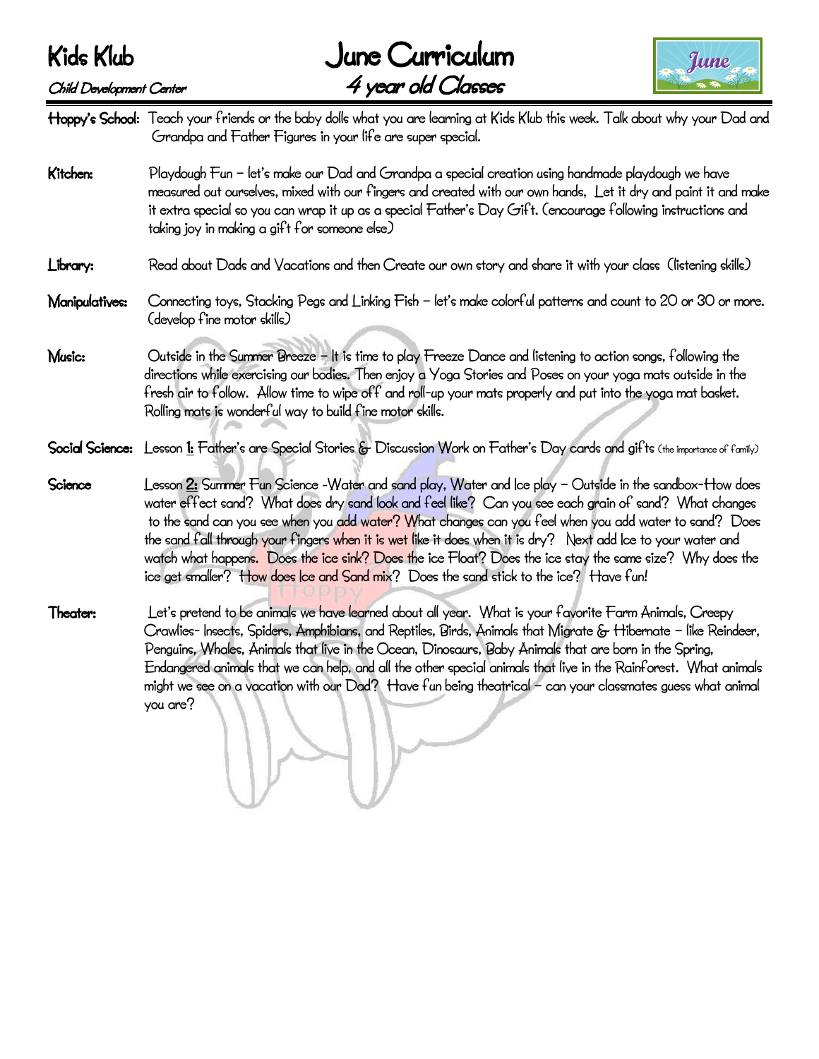# Kids Klub

*Child Development Center*

# June Curriculum

## 4 year old Classes

**Hoppy's School:** Teach your friends or the baby dolls what you are learning at Kids Klub this week. Talk about why your Dad and Grandpa and Father Figures in your life are super special.

**Kitchen:** Playdough Fun – let's make our Dad and Grandpa a special creation using handmade playdough we have measured out ourselves, mixed with our fingers and created with our own hands, Let it dry and paint it and make it extra special so you can wrap it up as a special Father's Day Gift. (encourage following instructions and taking joy in making a gift for someone else)

**Library:** Read about Dads and Vacations and then Create our own story and share it with your class (listening skills)

**Manipulatives:** Connecting toys, Stacking Pegs and Linking Fish – let's make colorful patterns and count to 20 or 30 or more. (develop fine motor skills)

**Music:** Outside in the Summer Breeze – It is time to play Freeze Dance and listening to action songs, following the directions while exercising our bodies. Then enjoy a Yoga Stories and Poses on your yoga mats outside in the fresh air to follow. Allow time to wipe off and roll-up your mats properly and put into the yoga mat basket. Rolling mats is wonderful way to build fine motor skills.

**Social Science:** Lesson **1:** Father's are Special Stories & Discussion Work on Father's Day cards and gifts (the importance of family)

**Science** Lesson **2:** Summer Fun Science -Water and sand play, Water and Ice play – Outside in the sandbox-How does water effect sand? What does dry sand look and feel like? Can you see each grain of sand? What changes to the sand can you see when you add water? What changes can you feel when you add water to sand? Does the sand fall through your fingers when it is wet like it does when it is dry? Next add Ice to your water and watch what happens. Does the ice sink? Does the ice Float? Does the ice stay the same size? Why does the ice get smaller? How does Ice and Sand mix? Does the sand stick to the ice? Have fun!

**Theater:** Let's pretend to be animals we have learned about all year. What is your favorite Farm Animals, Creepy Crawlies- Insects, Spiders, Amphibians, and Reptiles, Birds, Animals that Migrate & Hibernate – like Reindeer, Penguins, Whales, Animals that live in the Ocean, Dinosaurs, Baby Animals that are born in the Spring, Endangered animals that we can help, and all the other special animals that live in the Rainforest. What animals might we see on a vacation with our Dad? Have fun being theatrical – can your classmates guess what animal you are?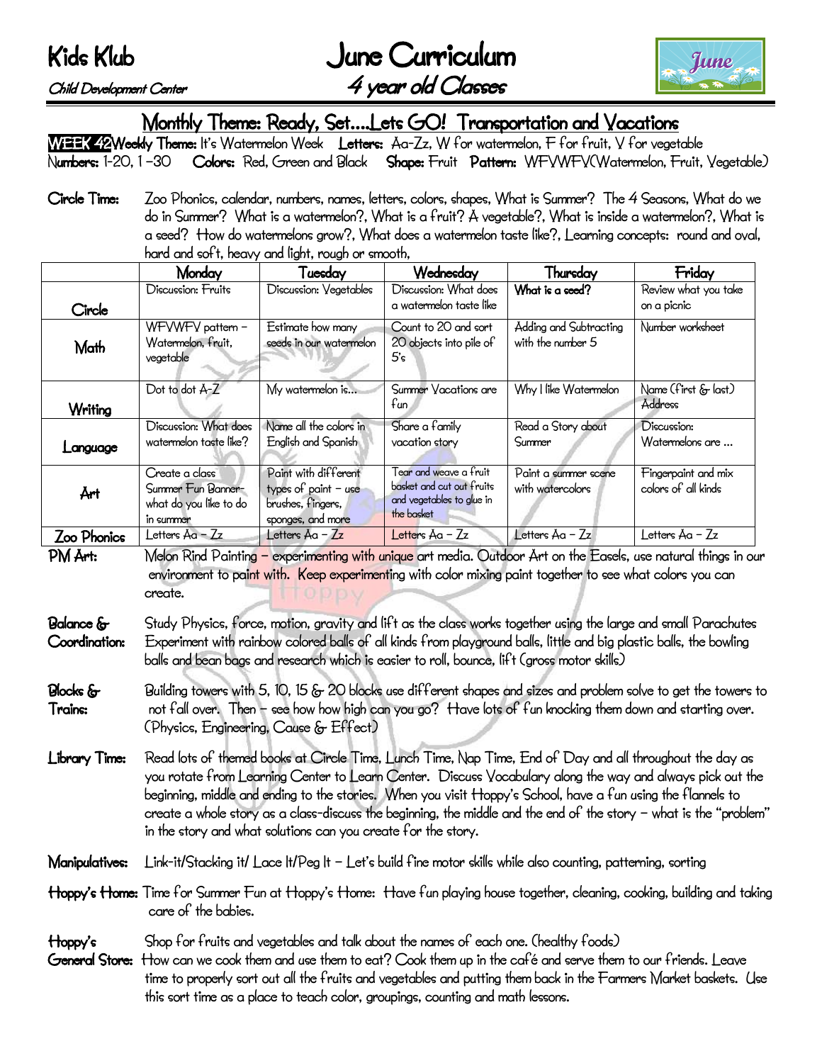# Kids Klub

*Child Development Center*

# June Curriculum

## *4 year old Classes*

## Monthly Theme: Ready, Set....Lets GO! Transportation and Vacations

**WEEK 42 Weekly Theme:** It's Watermelon Week **Letters:** Aa-Zz, W for watermelon, F for fruit, V for vegetable
**Numbers:** 1-20, 1 –30 **Colors:** Red, Green and Black **Shape:** Fruit **Pattern:** WFVWFV(Watermelon, Fruit, Vegetable)

**Circle Time:** Zoo Phonics, calendar, numbers, names, letters, colors, shapes, What is Summer? The 4 Seasons, What do we do in Summer? What is a watermelon?, What is a fruit? A vegetable?, What is inside a watermelon?, What is a seed? How do watermelons grow?, What does a watermelon taste like?, Learning concepts: round and oval, hard and soft, heavy and light, rough or smooth,

| | Monday | Tuesday | Wednesday | Thursday | Friday |
|---|---|---|---|---|---|
| Circle | Discussion: Fruits | Discussion: Vegetables | Discussion: What does a watermelon taste like | **What is a seed?** | Review what you take on a picnic |
| Math | WFVWFV pattern – Watermelon, fruit, vegetable | Estimate how many seeds in our watermelon | Count to 20 and sort 20 objects into pile of 5's | Adding and Subtracting with the number 5 | Number worksheet |
| Writing | Dot to dot A-Z | My watermelon is… | Summer Vacations are fun | Why I like Watermelon | Name (first & last) Address |
| Language | Discussion: What does watermelon taste like? | Name all the colors in English and Spanish | Share a family vacation story | Read a Story about Summer | Discussion: Watermelons are … |
| Art | Create a class Summer Fun Banner-what do you like to do in summer | Paint with different types of paint – use brushes, fingers, sponges, and more | Tear and weave a fruit basket and cut out fruits and vegetables to glue in the basket | Paint a summer scene with watercolors | Fingerpaint and mix colors of all kinds |
| Zoo Phonics | Letters Aa – Zz | Letters Aa – Zz | Letters Aa – Zz | Letters Aa – Zz | Letters Aa – Zz |

**PM Art:** Melon Rind Painting – experimenting with unique art media. Outdoor Art on the Easels, use natural things in our environment to paint with. Keep experimenting with color mixing paint together to see what colors you can create.

**Balance & Coordination:** Study Physics, force, motion, gravity and lift as the class works together using the large and small Parachutes Experiment with rainbow colored balls of all kinds from playground balls, little and big plastic balls, the bowling balls and bean bags and research which is easier to roll, bounce, lift (gross motor skills)

**Blocks & Trains:** Building towers with 5, 10, 15 & 20 blocks use different shapes and sizes and problem solve to get the towers to not fall over. Then – see how how high can you go? Have lots of fun knocking them down and starting over. (Physics, Engineering, Cause & Effect)

**Library Time:** Read lots of themed books at Circle Time, Lunch Time, Nap Time, End of Day and all throughout the day as you rotate from Learning Center to Learn Center. Discuss Vocabulary along the way and always pick out the beginning, middle and ending to the stories. When you visit Hoppy's School, have a fun using the flannels to create a whole story as a class-discuss the beginning, the middle and the end of the story – what is the "problem" in the story and what solutions can you create for the story.

**Manipulatives:** Link-it/Stacking it/ Lace It/Peg It – Let's build fine motor skills while also counting, patterning, sorting

**Hoppy's Home:** Time for Summer Fun at Hoppy's Home: Have fun playing house together, cleaning, cooking, building and taking care of the babies.

**Hoppy's General Store:** Shop for fruits and vegetables and talk about the names of each one. (healthy foods) How can we cook them and use them to eat? Cook them up in the café and serve them to our friends. Leave time to properly sort out all the fruits and vegetables and putting them back in the Farmers Market baskets. Use this sort time as a place to teach color, groupings, counting and math lessons.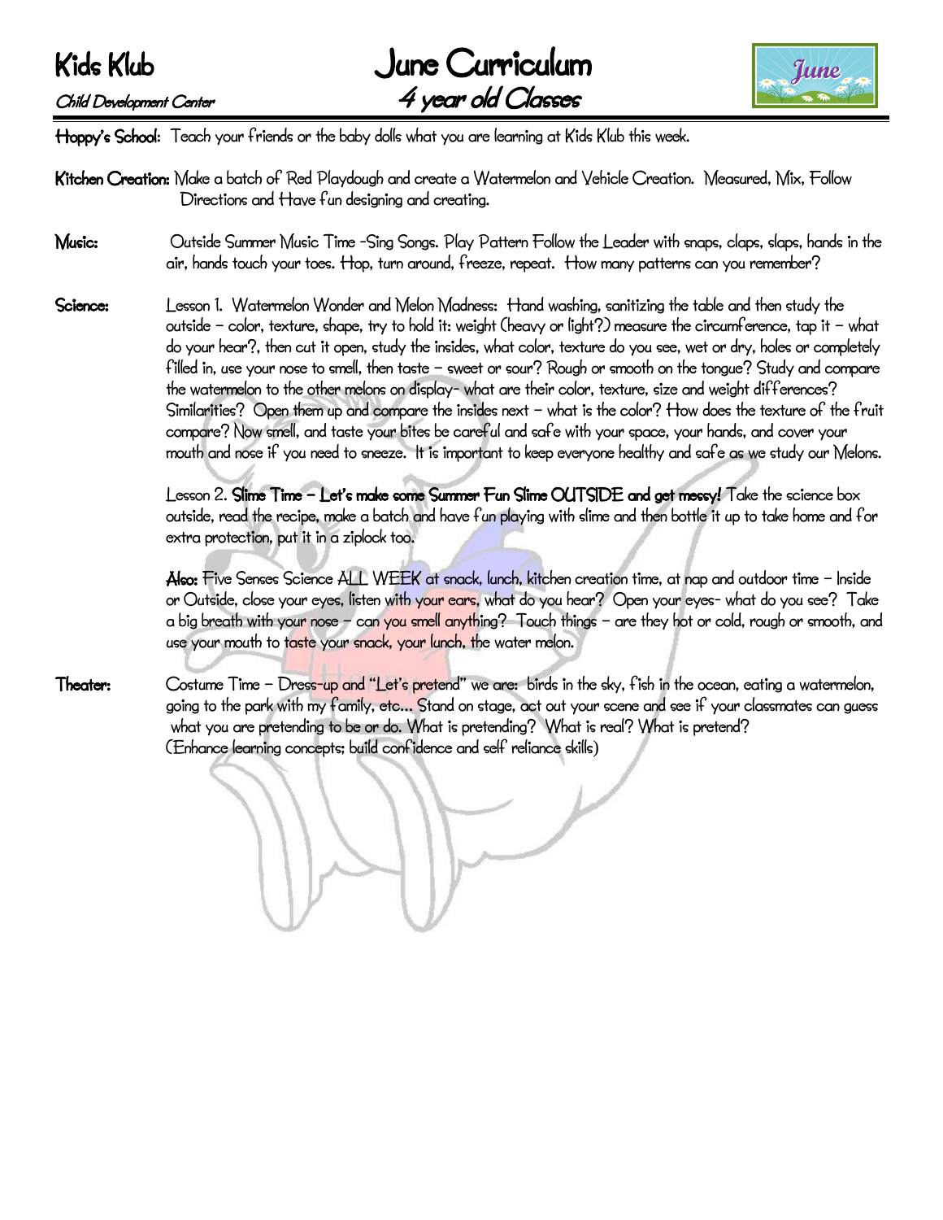# Kids Klub

*Child Development Center*

# June Curriculum
## *4 year old Classes*

**Hoppy's School:** Teach your friends or the baby dolls what you are learning at Kids Klub this week.

**Kitchen Creation:** Make a batch of Red Playdough and create a Watermelon and Vehicle Creation. Measured, Mix, Follow Directions and Have fun designing and creating.

**Music:** Outside Summer Music Time -Sing Songs. Play Pattern Follow the Leader with snaps, claps, slaps, hands in the air, hands touch your toes. Hop, turn around, freeze, repeat. How many patterns can you remember?

**Science:** Lesson 1. Watermelon Wonder and Melon Madness: Hand washing, sanitizing the table and then study the outside – color, texture, shape, try to hold it: weight (heavy or light?) measure the circumference, tap it – what do your hear?, then cut it open, study the insides, what color, texture do you see, wet or dry, holes or completely filled in, use your nose to smell, then taste – sweet or sour? Rough or smooth on the tongue? Study and compare the watermelon to the other melons on display- what are their color, texture, size and weight differences? Similarities? Open them up and compare the insides next – what is the color? How does the texture of the fruit compare? Now smell, and taste your bites be careful and safe with your space, your hands, and cover your mouth and nose if you need to sneeze. It is important to keep everyone healthy and safe as we study our Melons.

Lesson 2. **Slime Time – Let's make some Summer Fun Slime OUTSIDE and get messy!** Take the science box outside, read the recipe, make a batch and have fun playing with slime and then bottle it up to take home and for extra protection, put it in a ziplock too.

**Also:** Five Senses Science ALL WEEK at snack, lunch, kitchen creation time, at nap and outdoor time – Inside or Outside, close your eyes, listen with your ears, what do you hear? Open your eyes- what do you see? Take a big breath with your nose – can you smell anything? Touch things – are they hot or cold, rough or smooth, and use your mouth to taste your snack, your lunch, the water melon.

**Theater:** Costume Time – Dress-up and "Let's pretend" we are: birds in the sky, fish in the ocean, eating a watermelon, going to the park with my family, etc… Stand on stage, act out your scene and see if your classmates can guess what you are pretending to be or do. What is pretending? What is real? What is pretend? (Enhance learning concepts; build confidence and self reliance skills)